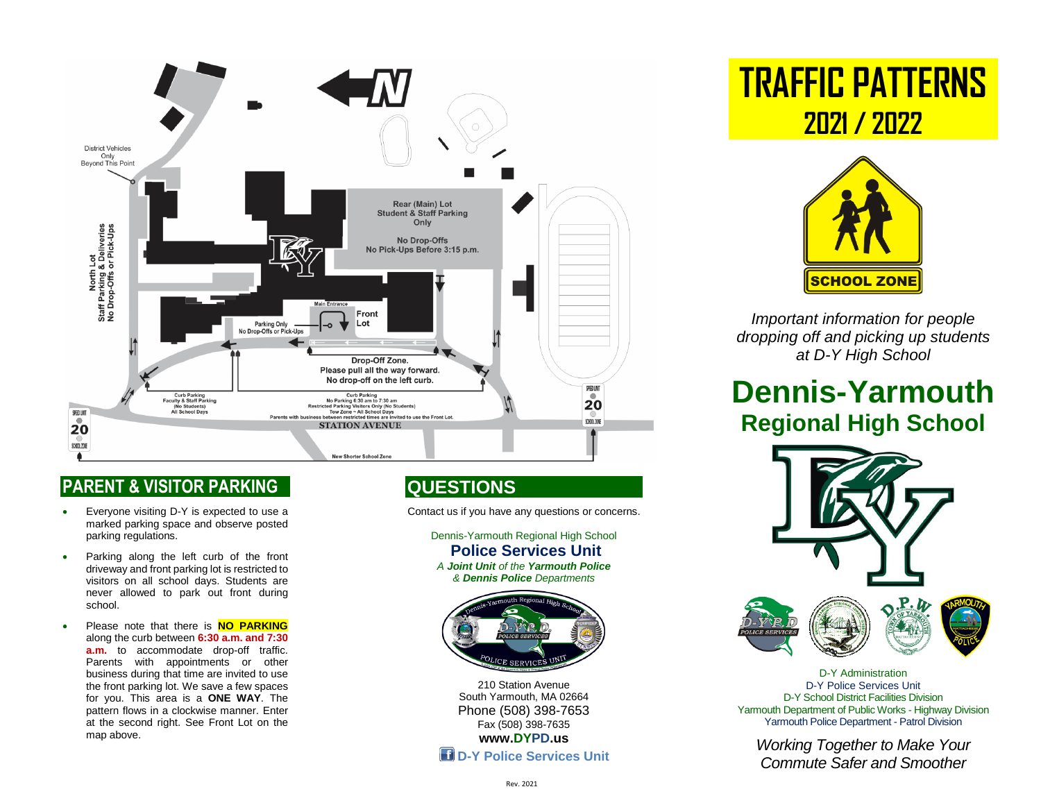District Vehicles Only Beyond This Point

North Lot
Staff Parking & Deliveries
No Drop-Offs or Pick-Ups

Rear (Main) Lot
Student & Staff Parking Only

No Drop-Offs
No Pick-Ups Before 3:15 p.m.

Main Entrance

Front Lot

Parking Only
No Drop-Offs or Pick-Ups

Drop-Off Zone.
Please pull all the way forward.
No drop-off on the left curb.

Curb Parking
Faculty & Staff Parking
(No Students)
All School Days

Curb Parking
No Parking 6:30 am to 7:30 am
Restricted Parking Visitors Only (No Students)
Tow Zone ~ All School Days
Parents with business between restricted times are invited to use the Front Lot.

STATION AVENUE

SPEED LIMIT 20 SCHOOL ZONE

New Shorter School Zone

## PARENT & VISITOR PARKING

- Everyone visiting D-Y is expected to use a marked parking space and observe posted parking regulations.
- Parking along the left curb of the front driveway and front parking lot is restricted to visitors on all school days. Students are never allowed to park out front during school.
- Please note that there is **NO PARKING** along the curb between **6:30 a.m. and 7:30 a.m.** to accommodate drop-off traffic. Parents with appointments or other business during that time are invited to use the front parking lot. We save a few spaces for you. This area is a **ONE WAY**. The pattern flows in a clockwise manner. Enter at the second right. See Front Lot on the map above.

## QUESTIONS

Contact us if you have any questions or concerns.

Dennis-Yarmouth Regional High School
**Police Services Unit**
*A **Joint Unit** of the **Yarmouth Police** & **Dennis Police** Departments*

210 Station Avenue
South Yarmouth, MA 02664
Phone (508) 398-7653
Fax (508) 398-7635
**www.DYPD.us**
**D-Y Police Services Unit**

Rev. 2021

# TRAFFIC PATTERNS
## 2021 / 2022

SCHOOL ZONE

*Important information for people dropping off and picking up students at D-Y High School*

# Dennis-Yarmouth
## Regional High School

D-Y Administration
D-Y Police Services Unit
D-Y School District Facilities Division
Yarmouth Department of Public Works - Highway Division
Yarmouth Police Department - Patrol Division

*Working Together to Make Your Commute Safer and Smoother*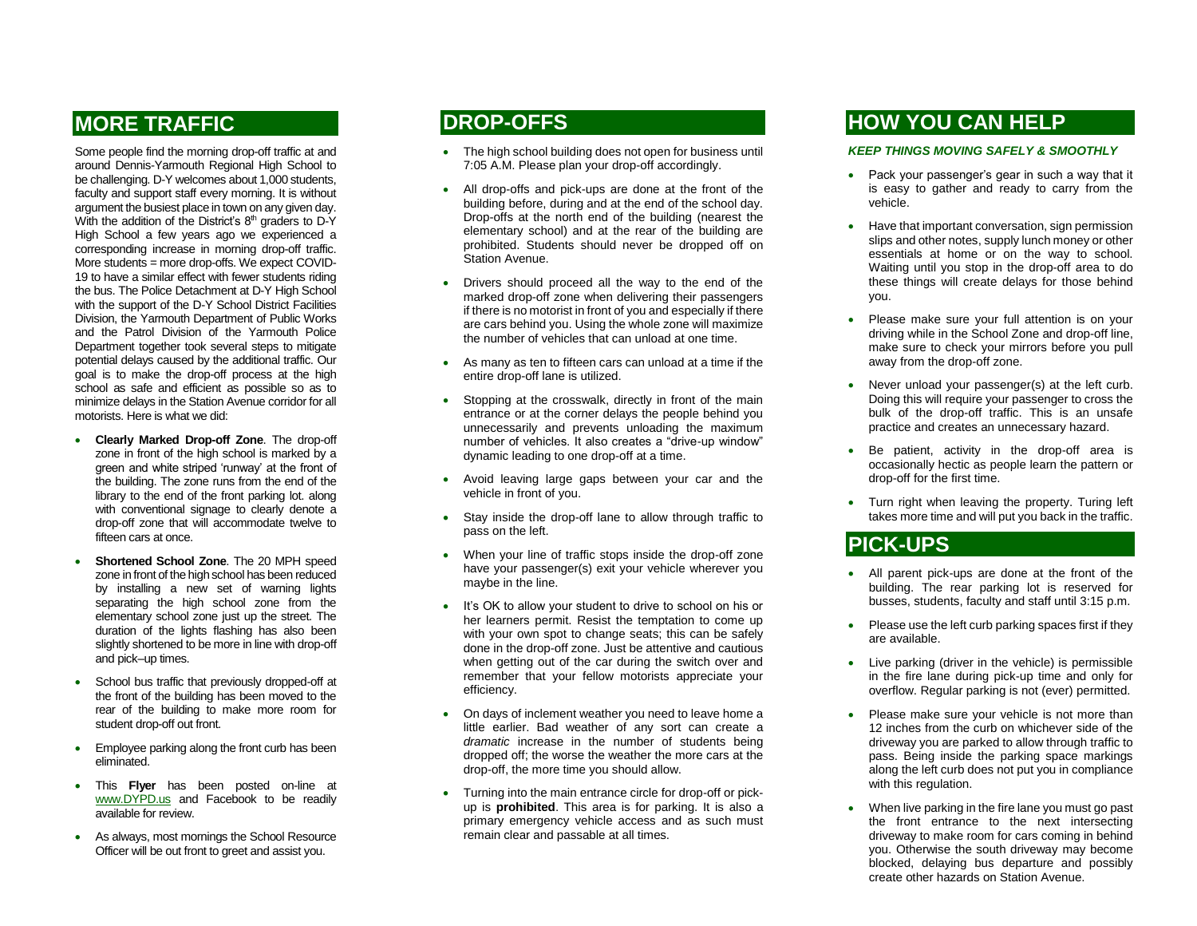## MORE TRAFFIC

Some people find the morning drop-off traffic at and around Dennis-Yarmouth Regional High School to be challenging. D-Y welcomes about 1,000 students, faculty and support staff every morning. It is without argument the busiest place in town on any given day. With the addition of the District's 8th graders to D-Y High School a few years ago we experienced a corresponding increase in morning drop-off traffic. More students = more drop-offs. We expect COVID-19 to have a similar effect with fewer students riding the bus. The Police Detachment at D-Y High School with the support of the D-Y School District Facilities Division, the Yarmouth Department of Public Works and the Patrol Division of the Yarmouth Police Department together took several steps to mitigate potential delays caused by the additional traffic. Our goal is to make the drop-off process at the high school as safe and efficient as possible so as to minimize delays in the Station Avenue corridor for all motorists. Here is what we did:

- **Clearly Marked Drop-off Zone**. The drop-off zone in front of the high school is marked by a green and white striped 'runway' at the front of the building. The zone runs from the end of the library to the end of the front parking lot. along with conventional signage to clearly denote a drop-off zone that will accommodate twelve to fifteen cars at once.
- **Shortened School Zone**. The 20 MPH speed zone in front of the high school has been reduced by installing a new set of warning lights separating the high school zone from the elementary school zone just up the street. The duration of the lights flashing has also been slightly shortened to be more in line with drop-off and pick–up times.
- School bus traffic that previously dropped-off at the front of the building has been moved to the rear of the building to make more room for student drop-off out front.
- Employee parking along the front curb has been eliminated.
- This **Flyer** has been posted on-line at www.DYPD.us and Facebook to be readily available for review.
- As always, most mornings the School Resource Officer will be out front to greet and assist you.

## DROP-OFFS

- The high school building does not open for business until 7:05 A.M. Please plan your drop-off accordingly.
- All drop-offs and pick-ups are done at the front of the building before, during and at the end of the school day. Drop-offs at the north end of the building (nearest the elementary school) and at the rear of the building are prohibited. Students should never be dropped off on Station Avenue.
- Drivers should proceed all the way to the end of the marked drop-off zone when delivering their passengers if there is no motorist in front of you and especially if there are cars behind you. Using the whole zone will maximize the number of vehicles that can unload at one time.
- As many as ten to fifteen cars can unload at a time if the entire drop-off lane is utilized.
- Stopping at the crosswalk, directly in front of the main entrance or at the corner delays the people behind you unnecessarily and prevents unloading the maximum number of vehicles. It also creates a "drive-up window" dynamic leading to one drop-off at a time.
- Avoid leaving large gaps between your car and the vehicle in front of you.
- Stay inside the drop-off lane to allow through traffic to pass on the left.
- When your line of traffic stops inside the drop-off zone have your passenger(s) exit your vehicle wherever you maybe in the line.
- It's OK to allow your student to drive to school on his or her learners permit. Resist the temptation to come up with your own spot to change seats; this can be safely done in the drop-off zone. Just be attentive and cautious when getting out of the car during the switch over and remember that your fellow motorists appreciate your efficiency.
- On days of inclement weather you need to leave home a little earlier. Bad weather of any sort can create a *dramatic* increase in the number of students being dropped off; the worse the weather the more cars at the drop-off, the more time you should allow.
- Turning into the main entrance circle for drop-off or pick-up is **prohibited**. This area is for parking. It is also a primary emergency vehicle access and as such must remain clear and passable at all times.

## HOW YOU CAN HELP

***KEEP THINGS MOVING SAFELY & SMOOTHLY***

- Pack your passenger's gear in such a way that it is easy to gather and ready to carry from the vehicle.
- Have that important conversation, sign permission slips and other notes, supply lunch money or other essentials at home or on the way to school. Waiting until you stop in the drop-off area to do these things will create delays for those behind you.
- Please make sure your full attention is on your driving while in the School Zone and drop-off line, make sure to check your mirrors before you pull away from the drop-off zone.
- Never unload your passenger(s) at the left curb. Doing this will require your passenger to cross the bulk of the drop-off traffic. This is an unsafe practice and creates an unnecessary hazard.
- Be patient, activity in the drop-off area is occasionally hectic as people learn the pattern or drop-off for the first time.
- Turn right when leaving the property. Turing left takes more time and will put you back in the traffic.

## PICK-UPS

- All parent pick-ups are done at the front of the building. The rear parking lot is reserved for busses, students, faculty and staff until 3:15 p.m.
- Please use the left curb parking spaces first if they are available.
- Live parking (driver in the vehicle) is permissible in the fire lane during pick-up time and only for overflow. Regular parking is not (ever) permitted.
- Please make sure your vehicle is not more than 12 inches from the curb on whichever side of the driveway you are parked to allow through traffic to pass. Being inside the parking space markings along the left curb does not put you in compliance with this regulation.
- When live parking in the fire lane you must go past the front entrance to the next intersecting driveway to make room for cars coming in behind you. Otherwise the south driveway may become blocked, delaying bus departure and possibly create other hazards on Station Avenue.